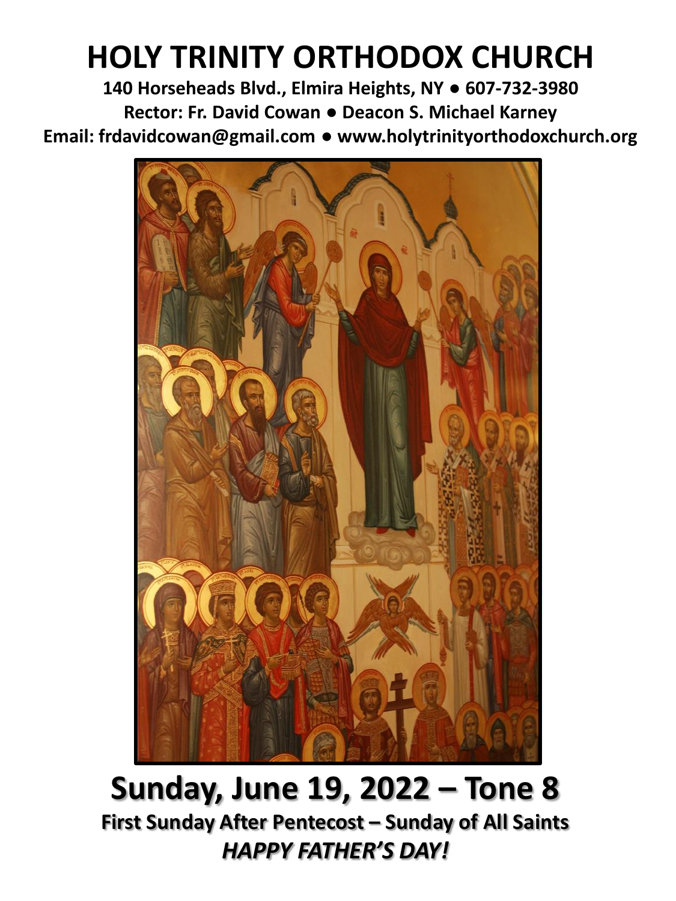# HOLY TRINITY ORTHODOX CHURCH

**140 Horseheads Blvd., Elmira Heights, NY ● 607-732-3980**

**Rector: Fr. David Cowan ● Deacon S. Michael Karney**

**Email: frdavidcowan@gmail.com ● www.holytrinityorthodoxchurch.org**

# Sunday, June 19, 2022 – Tone 8

**First Sunday After Pentecost – Sunday of All Saints**

***HAPPY FATHER'S DAY!***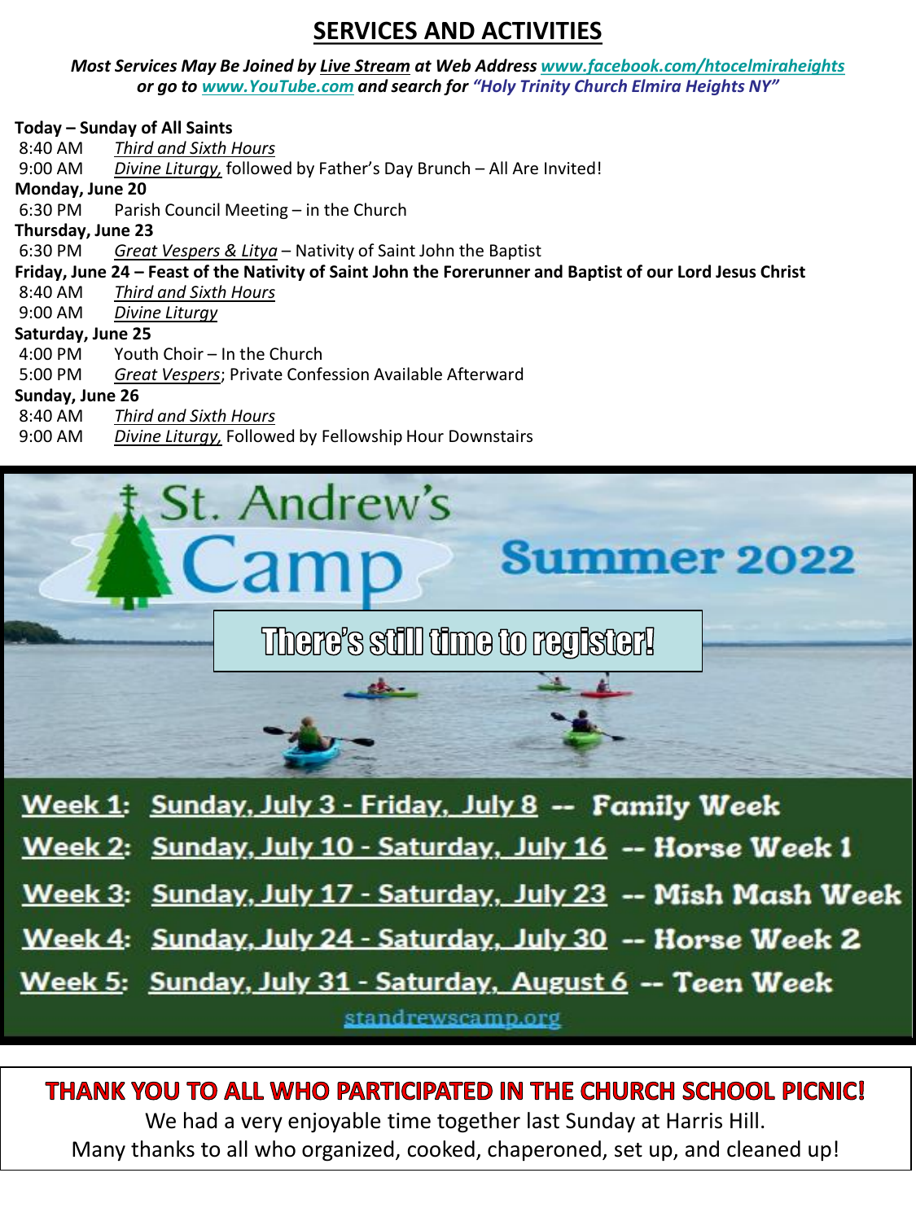# SERVICES AND ACTIVITIES

***Most Services May Be Joined by Live Stream at Web Address www.facebook.com/htocelmiraheights or go to www.YouTube.com and search for "Holy Trinity Church Elmira Heights NY"***

**Today – Sunday of All Saints**

8:40 AM *Third and Sixth Hours*

9:00 AM *Divine Liturgy,* followed by Father's Day Brunch – All Are Invited!

**Monday, June 20**

6:30 PM Parish Council Meeting – in the Church

**Thursday, June 23**

6:30 PM *Great Vespers & Litya* – Nativity of Saint John the Baptist

**Friday, June 24 – Feast of the Nativity of Saint John the Forerunner and Baptist of our Lord Jesus Christ**

8:40 AM *Third and Sixth Hours*

9:00 AM *Divine Liturgy*

**Saturday, June 25**

4:00 PM Youth Choir – In the Church

5:00 PM *Great Vespers*; Private Confession Available Afterward

**Sunday, June 26**

8:40 AM *Third and Sixth Hours*

9:00 AM *Divine Liturgy,* Followed by Fellowship Hour Downstairs

## St. Andrew's Camp Summer 2022

**There's still time to register!**

**Week 1:** Sunday, July 3 - Friday, July 8 -- **Family Week**

**Week 2:** Sunday, July 10 - Saturday, July 16 -- **Horse Week 1**

**Week 3:** Sunday, July 17 - Saturday, July 23 -- **Mish Mash Week**

**Week 4:** Sunday, July 24 - Saturday, July 30 -- **Horse Week 2**

**Week 5:** Sunday, July 31 - Saturday, August 6 -- **Teen Week**

standrewscamp.org

## THANK YOU TO ALL WHO PARTICIPATED IN THE CHURCH SCHOOL PICNIC!

We had a very enjoyable time together last Sunday at Harris Hill.
Many thanks to all who organized, cooked, chaperoned, set up, and cleaned up!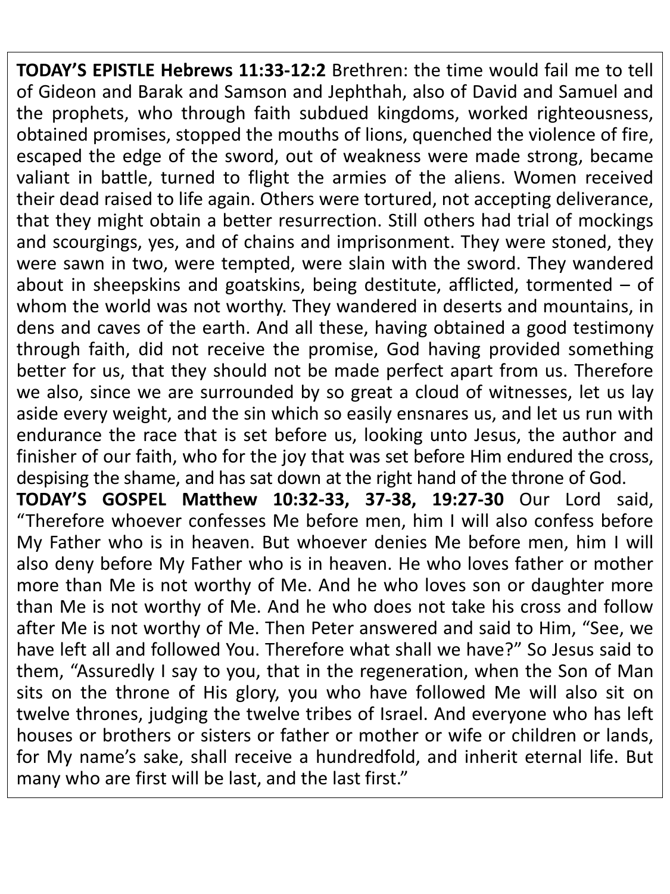**TODAY'S EPISTLE Hebrews 11:33-12:2** Brethren: the time would fail me to tell of Gideon and Barak and Samson and Jephthah, also of David and Samuel and the prophets, who through faith subdued kingdoms, worked righteousness, obtained promises, stopped the mouths of lions, quenched the violence of fire, escaped the edge of the sword, out of weakness were made strong, became valiant in battle, turned to flight the armies of the aliens. Women received their dead raised to life again. Others were tortured, not accepting deliverance, that they might obtain a better resurrection. Still others had trial of mockings and scourgings, yes, and of chains and imprisonment. They were stoned, they were sawn in two, were tempted, were slain with the sword. They wandered about in sheepskins and goatskins, being destitute, afflicted, tormented – of whom the world was not worthy. They wandered in deserts and mountains, in dens and caves of the earth. And all these, having obtained a good testimony through faith, did not receive the promise, God having provided something better for us, that they should not be made perfect apart from us. Therefore we also, since we are surrounded by so great a cloud of witnesses, let us lay aside every weight, and the sin which so easily ensnares us, and let us run with endurance the race that is set before us, looking unto Jesus, the author and finisher of our faith, who for the joy that was set before Him endured the cross, despising the shame, and has sat down at the right hand of the throne of God.

**TODAY'S GOSPEL Matthew 10:32-33, 37-38, 19:27-30** Our Lord said, "Therefore whoever confesses Me before men, him I will also confess before My Father who is in heaven. But whoever denies Me before men, him I will also deny before My Father who is in heaven. He who loves father or mother more than Me is not worthy of Me. And he who loves son or daughter more than Me is not worthy of Me. And he who does not take his cross and follow after Me is not worthy of Me. Then Peter answered and said to Him, "See, we have left all and followed You. Therefore what shall we have?" So Jesus said to them, "Assuredly I say to you, that in the regeneration, when the Son of Man sits on the throne of His glory, you who have followed Me will also sit on twelve thrones, judging the twelve tribes of Israel. And everyone who has left houses or brothers or sisters or father or mother or wife or children or lands, for My name's sake, shall receive a hundredfold, and inherit eternal life. But many who are first will be last, and the last first."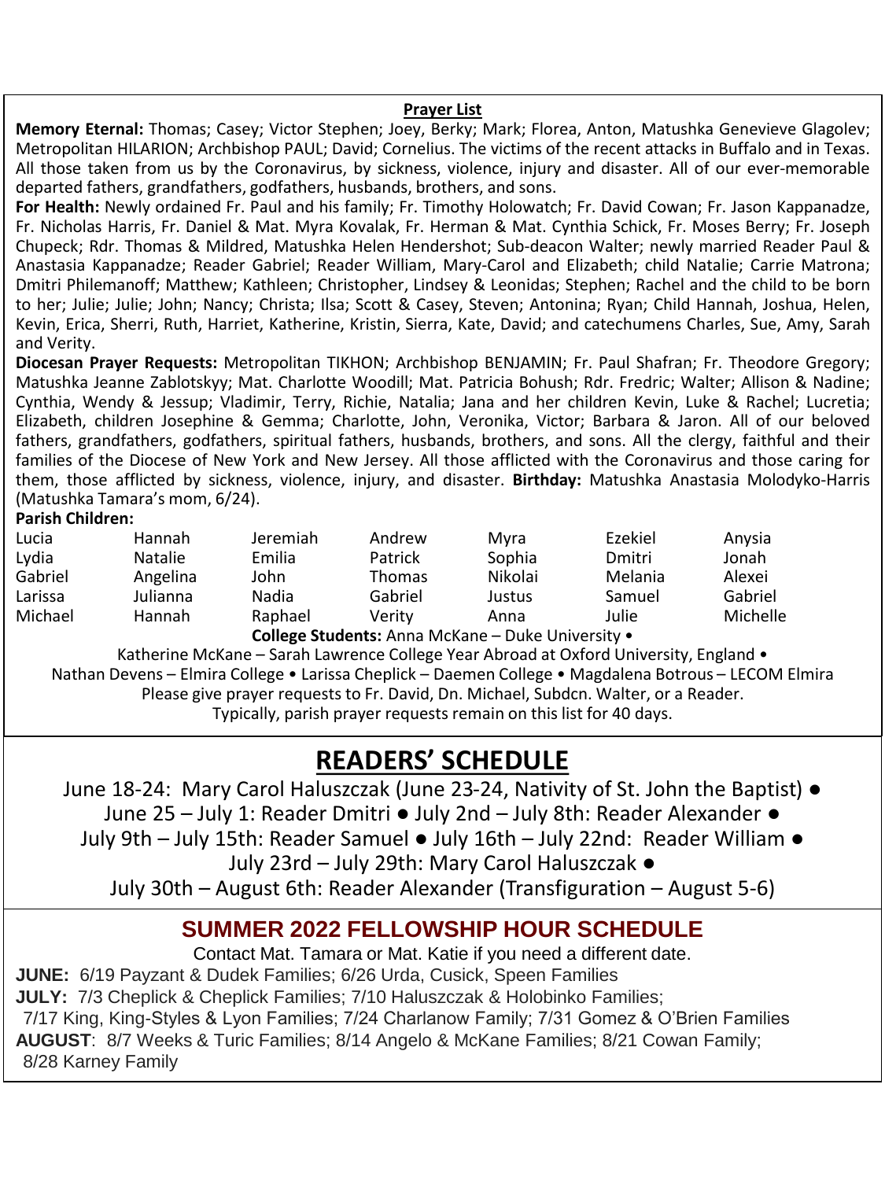## Prayer List

**Memory Eternal:** Thomas; Casey; Victor Stephen; Joey, Berky; Mark; Florea, Anton, Matushka Genevieve Glagolev; Metropolitan HILARION; Archbishop PAUL; David; Cornelius. The victims of the recent attacks in Buffalo and in Texas. All those taken from us by the Coronavirus, by sickness, violence, injury and disaster. All of our ever-memorable departed fathers, grandfathers, godfathers, husbands, brothers, and sons.

**For Health:** Newly ordained Fr. Paul and his family; Fr. Timothy Holowatch; Fr. David Cowan; Fr. Jason Kappanadze, Fr. Nicholas Harris, Fr. Daniel & Mat. Myra Kovalak, Fr. Herman & Mat. Cynthia Schick, Fr. Moses Berry; Fr. Joseph Chupeck; Rdr. Thomas & Mildred, Matushka Helen Hendershot; Sub-deacon Walter; newly married Reader Paul & Anastasia Kappanadze; Reader Gabriel; Reader William, Mary-Carol and Elizabeth; child Natalie; Carrie Matrona; Dmitri Philemanoff; Matthew; Kathleen; Christopher, Lindsey & Leonidas; Stephen; Rachel and the child to be born to her; Julie; Julie; John; Nancy; Christa; Ilsa; Scott & Casey, Steven; Antonina; Ryan; Child Hannah, Joshua, Helen, Kevin, Erica, Sherri, Ruth, Harriet, Katherine, Kristin, Sierra, Kate, David; and catechumens Charles, Sue, Amy, Sarah and Verity.

**Diocesan Prayer Requests:** Metropolitan TIKHON; Archbishop BENJAMIN; Fr. Paul Shafran; Fr. Theodore Gregory; Matushka Jeanne Zablotskyy; Mat. Charlotte Woodill; Mat. Patricia Bohush; Rdr. Fredric; Walter; Allison & Nadine; Cynthia, Wendy & Jessup; Vladimir, Terry, Richie, Natalia; Jana and her children Kevin, Luke & Rachel; Lucretia; Elizabeth, children Josephine & Gemma; Charlotte, John, Veronika, Victor; Barbara & Jaron. All of our beloved fathers, grandfathers, godfathers, spiritual fathers, husbands, brothers, and sons. All the clergy, faithful and their families of the Diocese of New York and New Jersey. All those afflicted with the Coronavirus and those caring for them, those afflicted by sickness, violence, injury, and disaster. **Birthday:** Matushka Anastasia Molodyko-Harris (Matushka Tamara's mom, 6/24).

**Parish Children:**

| | | | | | | |
|---|---|---|---|---|---|---|
| Lucia | Hannah | Jeremiah | Andrew | Myra | Ezekiel | Anysia |
| Lydia | Natalie | Emilia | Patrick | Sophia | Dmitri | Jonah |
| Gabriel | Angelina | John | Thomas | Nikolai | Melania | Alexei |
| Larissa | Julianna | Nadia | Gabriel | Justus | Samuel | Gabriel |
| Michael | Hannah | Raphael | Verity | Anna | Julie | Michelle |

**College Students:** Anna McKane – Duke University • Katherine McKane – Sarah Lawrence College Year Abroad at Oxford University, England • Nathan Devens – Elmira College • Larissa Cheplick – Daemen College • Magdalena Botrous – LECOM Elmira

Please give prayer requests to Fr. David, Dn. Michael, Subdcn. Walter, or a Reader.

Typically, parish prayer requests remain on this list for 40 days.

## READERS' SCHEDULE

June 18-24: Mary Carol Haluszczak (June 23-24, Nativity of St. John the Baptist) ● June 25 – July 1: Reader Dmitri ● July 2nd – July 8th: Reader Alexander ● July 9th – July 15th: Reader Samuel ● July 16th – July 22nd: Reader William ● July 23rd – July 29th: Mary Carol Haluszczak ● July 30th – August 6th: Reader Alexander (Transfiguration – August 5-6)

## SUMMER 2022 FELLOWSHIP HOUR SCHEDULE

Contact Mat. Tamara or Mat. Katie if you need a different date.

**JUNE:** 6/19 Payzant & Dudek Families; 6/26 Urda, Cusick, Speen Families

**JULY:** 7/3 Cheplick & Cheplick Families; 7/10 Haluszczak & Holobinko Families; 7/17 King, King-Styles & Lyon Families; 7/24 Charlanow Family; 7/31 Gomez & O'Brien Families

**AUGUST**: 8/7 Weeks & Turic Families; 8/14 Angelo & McKane Families; 8/21 Cowan Family; 8/28 Karney Family